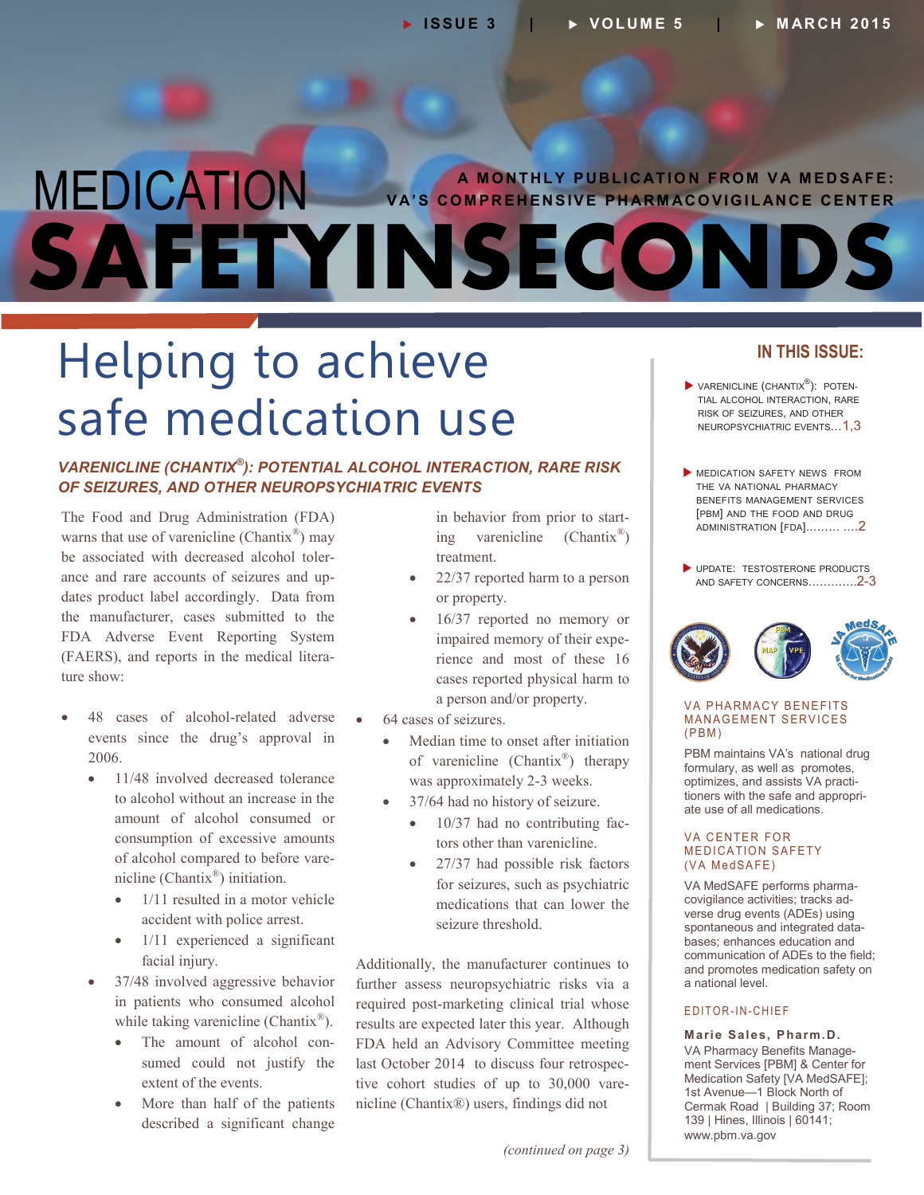# MEDICATION SAFETY IN SECONDS

A MONTHLY PUBLICATION FROM VA MEDSAFE: VA'S COMPREHENSIVE PHARMACOVIGILANCE CENTER

ISSUE 3 | VOLUME 5 | MARCH 2015

## Helping to achieve safe medication use

### *VARENICLINE (CHANTIX®): POTENTIAL ALCOHOL INTERACTION, RARE RISK OF SEIZURES, AND OTHER NEUROPSYCHIATRIC EVENTS*

The Food and Drug Administration (FDA) warns that use of varenicline (Chantix®) may be associated with decreased alcohol tolerance and rare accounts of seizures and updates product label accordingly. Data from the manufacturer, cases submitted to the FDA Adverse Event Reporting System (FAERS), and reports in the medical literature show:

- 48 cases of alcohol-related adverse events since the drug's approval in 2006.
  - 11/48 involved decreased tolerance to alcohol without an increase in the amount of alcohol consumed or consumption of excessive amounts of alcohol compared to before varenicline (Chantix®) initiation.
    - 1/11 resulted in a motor vehicle accident with police arrest.
    - 1/11 experienced a significant facial injury.
  - 37/48 involved aggressive behavior in patients who consumed alcohol while taking varenicline (Chantix®).
    - The amount of alcohol consumed could not justify the extent of the events.
    - More than half of the patients described a significant change in behavior from prior to starting varenicline (Chantix®) treatment.
    - 22/37 reported harm to a person or property.
    - 16/37 reported no memory or impaired memory of their experience and most of these 16 cases reported physical harm to a person and/or property.
- 64 cases of seizures.
  - Median time to onset after initiation of varenicline (Chantix®) therapy was approximately 2-3 weeks.
  - 37/64 had no history of seizure.
    - 10/37 had no contributing factors other than varenicline.
    - 27/37 had possible risk factors for seizures, such as psychiatric medications that can lower the seizure threshold.

Additionally, the manufacturer continues to further assess neuropsychiatric risks via a required post-marketing clinical trial whose results are expected later this year. Although FDA held an Advisory Committee meeting last October 2014 to discuss four retrospective cohort studies of up to 30,000 varenicline (Chantix®) users, findings did not

*(continued on page 3)*

---

### IN THIS ISSUE:

- VARENICLINE (CHANTIX®): POTENTIAL ALCOHOL INTERACTION, RARE RISK OF SEIZURES, AND OTHER NEUROPSYCHIATRIC EVENTS…1,3
- MEDICATION SAFETY NEWS FROM THE VA NATIONAL PHARMACY BENEFITS MANAGEMENT SERVICES [PBM] AND THE FOOD AND DRUG ADMINISTRATION [FDA]……… ….2
- UPDATE: TESTOSTERONE PRODUCTS AND SAFETY CONCERNS………….2-3

#### VA PHARMACY BENEFITS MANAGEMENT SERVICES (PBM)

PBM maintains VA's national drug formulary, as well as promotes, optimizes, and assists VA practitioners with the safe and appropriate use of all medications.

#### VA CENTER FOR MEDICATION SAFETY (VA MedSAFE)

VA MedSAFE performs pharmacovigilance activities; tracks adverse drug events (ADEs) using spontaneous and integrated databases; enhances education and communication of ADEs to the field; and promotes medication safety on a national level.

#### EDITOR-IN-CHIEF

**Marie Sales, Pharm.D.**
VA Pharmacy Benefits Management Services [PBM] & Center for Medication Safety [VA MedSAFE]; 1st Avenue—1 Block North of Cermak Road | Building 37; Room 139 | Hines, Illinois | 60141; www.pbm.va.gov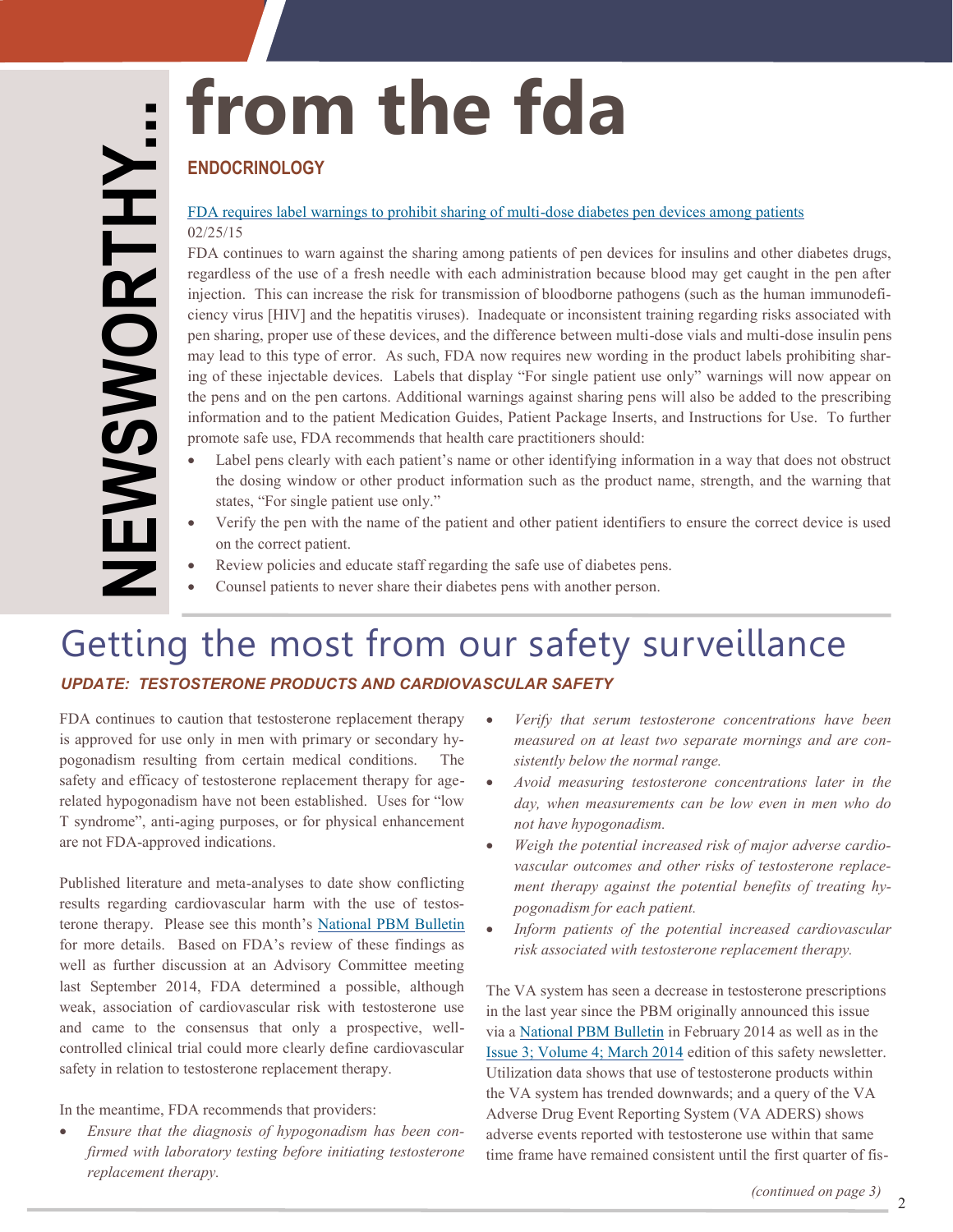# NEWSWORTHY… from the fda

## ENDOCRINOLOGY

FDA requires label warnings to prohibit sharing of multi-dose diabetes pen devices among patients
02/25/15

FDA continues to warn against the sharing among patients of pen devices for insulins and other diabetes drugs, regardless of the use of a fresh needle with each administration because blood may get caught in the pen after injection. This can increase the risk for transmission of bloodborne pathogens (such as the human immunodeficiency virus [HIV] and the hepatitis viruses). Inadequate or inconsistent training regarding risks associated with pen sharing, proper use of these devices, and the difference between multi-dose vials and multi-dose insulin pens may lead to this type of error. As such, FDA now requires new wording in the product labels prohibiting sharing of these injectable devices. Labels that display "For single patient use only" warnings will now appear on the pens and on the pen cartons. Additional warnings against sharing pens will also be added to the prescribing information and to the patient Medication Guides, Patient Package Inserts, and Instructions for Use. To further promote safe use, FDA recommends that health care practitioners should:

- Label pens clearly with each patient's name or other identifying information in a way that does not obstruct the dosing window or other product information such as the product name, strength, and the warning that states, "For single patient use only."
- Verify the pen with the name of the patient and other patient identifiers to ensure the correct device is used on the correct patient.
- Review policies and educate staff regarding the safe use of diabetes pens.
- Counsel patients to never share their diabetes pens with another person.

# Getting the most from our safety surveillance

### *UPDATE: TESTOSTERONE PRODUCTS AND CARDIOVASCULAR SAFETY*

FDA continues to caution that testosterone replacement therapy is approved for use only in men with primary or secondary hypogonadism resulting from certain medical conditions. The safety and efficacy of testosterone replacement therapy for age-related hypogonadism have not been established. Uses for "low T syndrome", anti-aging purposes, or for physical enhancement are not FDA-approved indications.

Published literature and meta-analyses to date show conflicting results regarding cardiovascular harm with the use of testosterone therapy. Please see this month's National PBM Bulletin for more details. Based on FDA's review of these findings as well as further discussion at an Advisory Committee meeting last September 2014, FDA determined a possible, although weak, association of cardiovascular risk with testosterone use and came to the consensus that only a prospective, well-controlled clinical trial could more clearly define cardiovascular safety in relation to testosterone replacement therapy.

In the meantime, FDA recommends that providers:

- *Ensure that the diagnosis of hypogonadism has been confirmed with laboratory testing before initiating testosterone replacement therapy.*
- *Verify that serum testosterone concentrations have been measured on at least two separate mornings and are consistently below the normal range.*
- *Avoid measuring testosterone concentrations later in the day, when measurements can be low even in men who do not have hypogonadism.*
- *Weigh the potential increased risk of major adverse cardiovascular outcomes and other risks of testosterone replacement therapy against the potential benefits of treating hypogonadism for each patient.*
- *Inform patients of the potential increased cardiovascular risk associated with testosterone replacement therapy.*

The VA system has seen a decrease in testosterone prescriptions in the last year since the PBM originally announced this issue via a National PBM Bulletin in February 2014 as well as in the Issue 3; Volume 4; March 2014 edition of this safety newsletter. Utilization data shows that use of testosterone products within the VA system has trended downwards; and a query of the VA Adverse Drug Event Reporting System (VA ADERS) shows adverse events reported with testosterone use within that same time frame have remained consistent until the first quarter of fis-

*(continued on page 3)*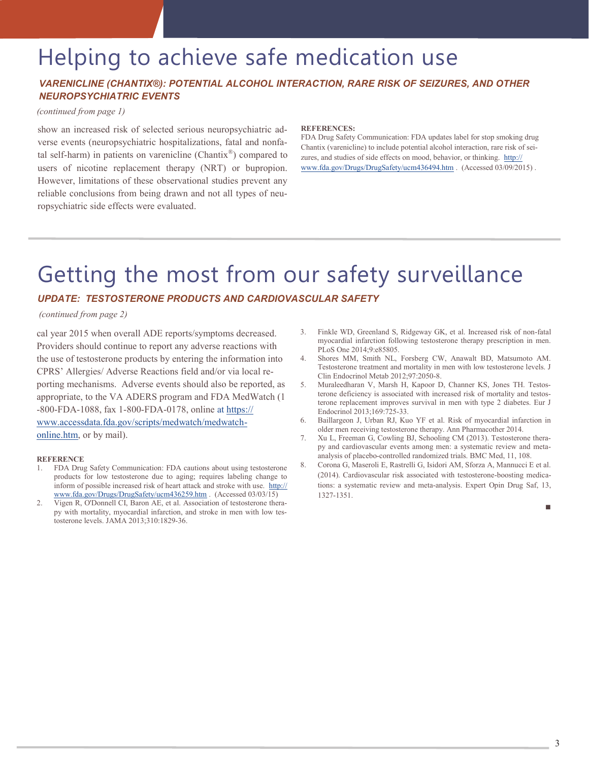# Helping to achieve safe medication use

### *VARENICLINE (CHANTIX®): POTENTIAL ALCOHOL INTERACTION, RARE RISK OF SEIZURES, AND OTHER NEUROPSYCHIATRIC EVENTS*

*(continued from page 1)*

show an increased risk of selected serious neuropsychiatric adverse events (neuropsychiatric hospitalizations, fatal and nonfatal self-harm) in patients on varenicline (Chantix®) compared to users of nicotine replacement therapy (NRT) or bupropion. However, limitations of these observational studies prevent any reliable conclusions from being drawn and not all types of neuropsychiatric side effects were evaluated.

**REFERENCES:**

FDA Drug Safety Communication: FDA updates label for stop smoking drug Chantix (varenicline) to include potential alcohol interaction, rare risk of seizures, and studies of side effects on mood, behavior, or thinking. http://www.fda.gov/Drugs/DrugSafety/ucm436494.htm . (Accessed 03/09/2015) .

# Getting the most from our safety surveillance

### *UPDATE: TESTOSTERONE PRODUCTS AND CARDIOVASCULAR SAFETY*

*(continued from page 2)*

cal year 2015 when overall ADE reports/symptoms decreased. Providers should continue to report any adverse reactions with the use of testosterone products by entering the information into CPRS' Allergies/ Adverse Reactions field and/or via local reporting mechanisms. Adverse events should also be reported, as appropriate, to the VA ADERS program and FDA MedWatch (1-800-FDA-1088, fax 1-800-FDA-0178, online at https://www.accessdata.fda.gov/scripts/medwatch/medwatch-online.htm, or by mail).

**REFERENCE**

1. FDA Drug Safety Communication: FDA cautions about using testosterone products for low testosterone due to aging; requires labeling change to inform of possible increased risk of heart attack and stroke with use. http://www.fda.gov/Drugs/DrugSafety/ucm436259.htm . (Accessed 03/03/15)
2. Vigen R, O'Donnell CI, Baron AE, et al. Association of testosterone therapy with mortality, myocardial infarction, and stroke in men with low testosterone levels. JAMA 2013;310:1829-36.
3. Finkle WD, Greenland S, Ridgeway GK, et al. Increased risk of non-fatal myocardial infarction following testosterone therapy prescription in men. PLoS One 2014;9:e85805.
4. Shores MM, Smith NL, Forsberg CW, Anawalt BD, Matsumoto AM. Testosterone treatment and mortality in men with low testosterone levels. J Clin Endocrinol Metab 2012;97:2050-8.
5. Muraleedharan V, Marsh H, Kapoor D, Channer KS, Jones TH. Testosterone deficiency is associated with increased risk of mortality and testosterone replacement improves survival in men with type 2 diabetes. Eur J Endocrinol 2013;169:725-33.
6. Baillargeon J, Urban RJ, Kuo YF et al. Risk of myocardial infarction in older men receiving testosterone therapy. Ann Pharmacother 2014.
7. Xu L, Freeman G, Cowling BJ, Schooling CM (2013). Testosterone therapy and cardiovascular events among men: a systematic review and meta-analysis of placebo-controlled randomized trials. BMC Med, 11, 108.
8. Corona G, Maseroli E, Rastrelli G, Isidori AM, Sforza A, Mannucci E et al. (2014). Cardiovascular risk associated with testosterone-boosting medications: a systematic review and meta-analysis. Expert Opin Drug Saf, 13, 1327-1351.

■